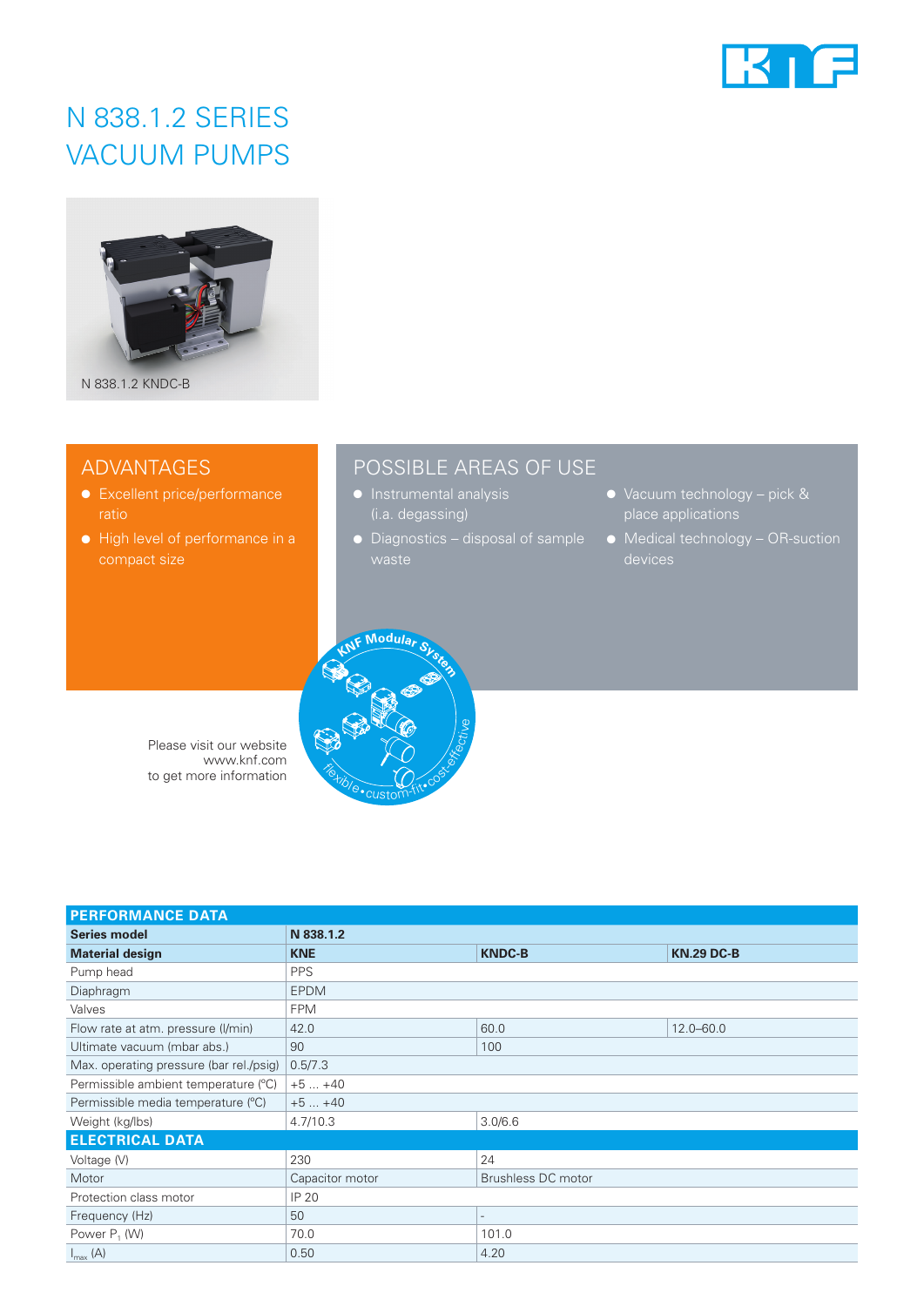# N 838.1.2 SERIES VACUUM PUMPS

N 838.1.2 KNDC-B

## ADVANTAGES

- Excellent price/performance ratio
- High level of performance in a compact size

## POSSIBLE AREAS OF USE

- Instrumental analysis (i.a. degassing)
- Diagnostics – disposal of sample waste
- Vacuum technology – pick & place applications
- Medical technology – OR-suction devices

KNF Modular System – flexible • custom-fit • cost-effective

Please visit our website www.knf.com to get more information

| PERFORMANCE DATA | | | |
|---|---|---|---|
| **Series model** | **N 838.1.2** | | |
| **Material design** | **KNE** | **KNDC-B** | **KN.29 DC-B** |
| Pump head | PPS | | |
| Diaphragm | EPDM | | |
| Valves | FPM | | |
| Flow rate at atm. pressure (l/min) | 42.0 | 60.0 | 12.0–60.0 |
| Ultimate vacuum (mbar abs.) | 90 | 100 | |
| Max. operating pressure (bar rel./psig) | 0.5/7.3 | | |
| Permissible ambient temperature (°C) | +5 ... +40 | | |
| Permissible media temperature (°C) | +5 ... +40 | | |
| Weight (kg/lbs) | 4.7/10.3 | 3.0/6.6 | |
| **ELECTRICAL DATA** | | | |
| Voltage (V) | 230 | 24 | |
| Motor | Capacitor motor | Brushless DC motor | |
| Protection class motor | IP 20 | | |
| Frequency (Hz) | 50 | - | |
| Power $P_1$ (W) | 70.0 | 101.0 | |
| $I_{max}$ (A) | 0.50 | 4.20 | |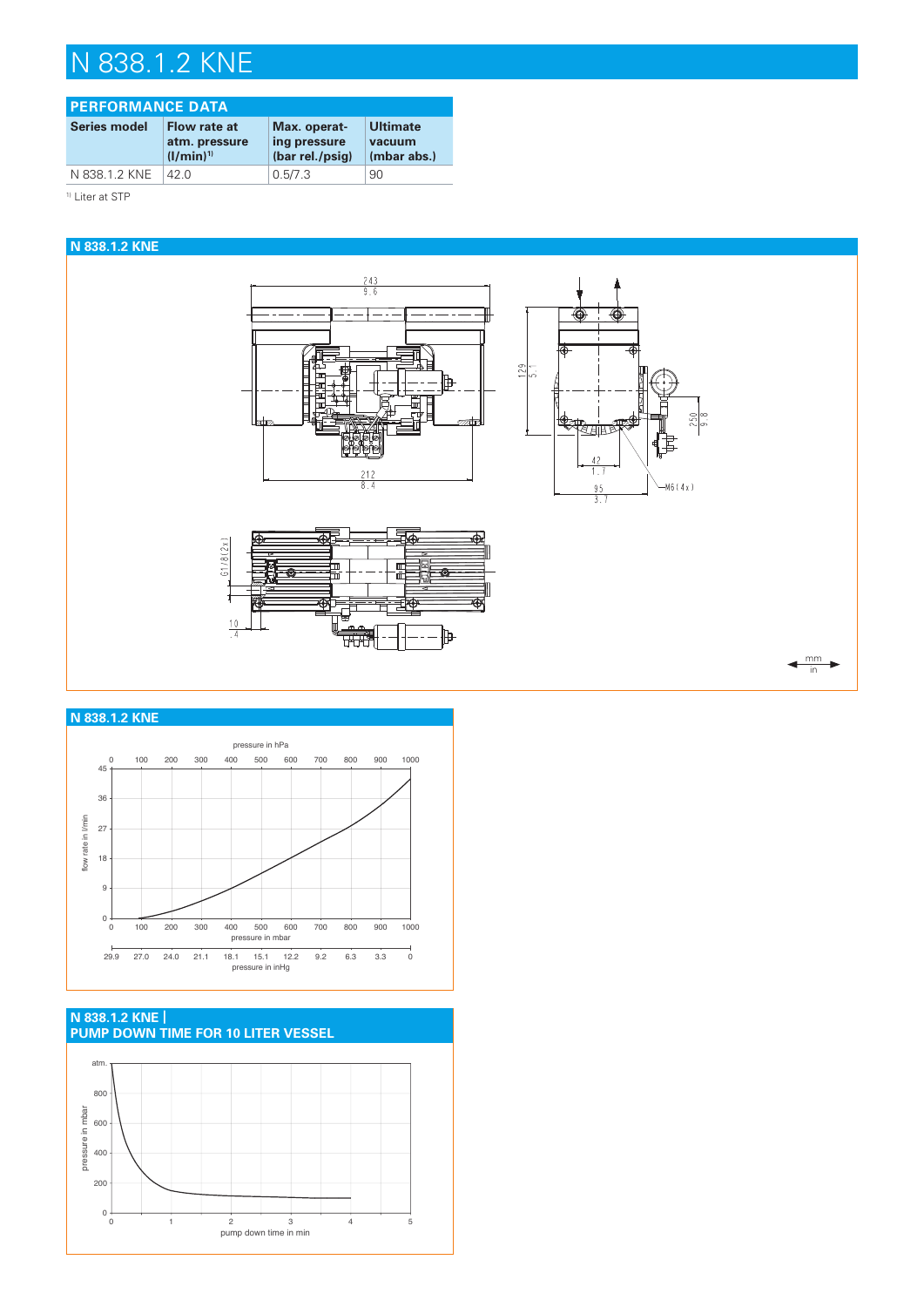# N 838.1.2 KNE

## PERFORMANCE DATA

| Series model | Flow rate at atm. pressure (l/min)[1] | Max. operating pressure (bar rel./psig) | Ultimate vacuum (mbar abs.) |
|---|---|---|---|
| N 838.1.2 KNE | 42.0 | 0.5/7.3 | 90 |

[1] Liter at STP

## N 838.1.2 KNE

243
9.6

212
8.4

129
5.1

42
1.7

95
3.7

250
9.8

M6 (4x)

G1/8 (2x)

10
.4

mm
in

## N 838.1.2 KNE

pressure in hPa

0 100 200 300 400 500 600 700 800 900 1000

flow rate in l/min

45 36 27 18 9 0

0 100 200 300 400 500 600 700 800 900 1000

pressure in mbar

29.9 27.0 24.0 21.1 18.1 15.1 12.2 9.2 6.3 3.3 0

pressure in inHg

## N 838.1.2 KNE | PUMP DOWN TIME FOR 10 LITER VESSEL

pressure in mbar

atm. 800 600 400 200 0

0 1 2 3 4 5

pump down time in min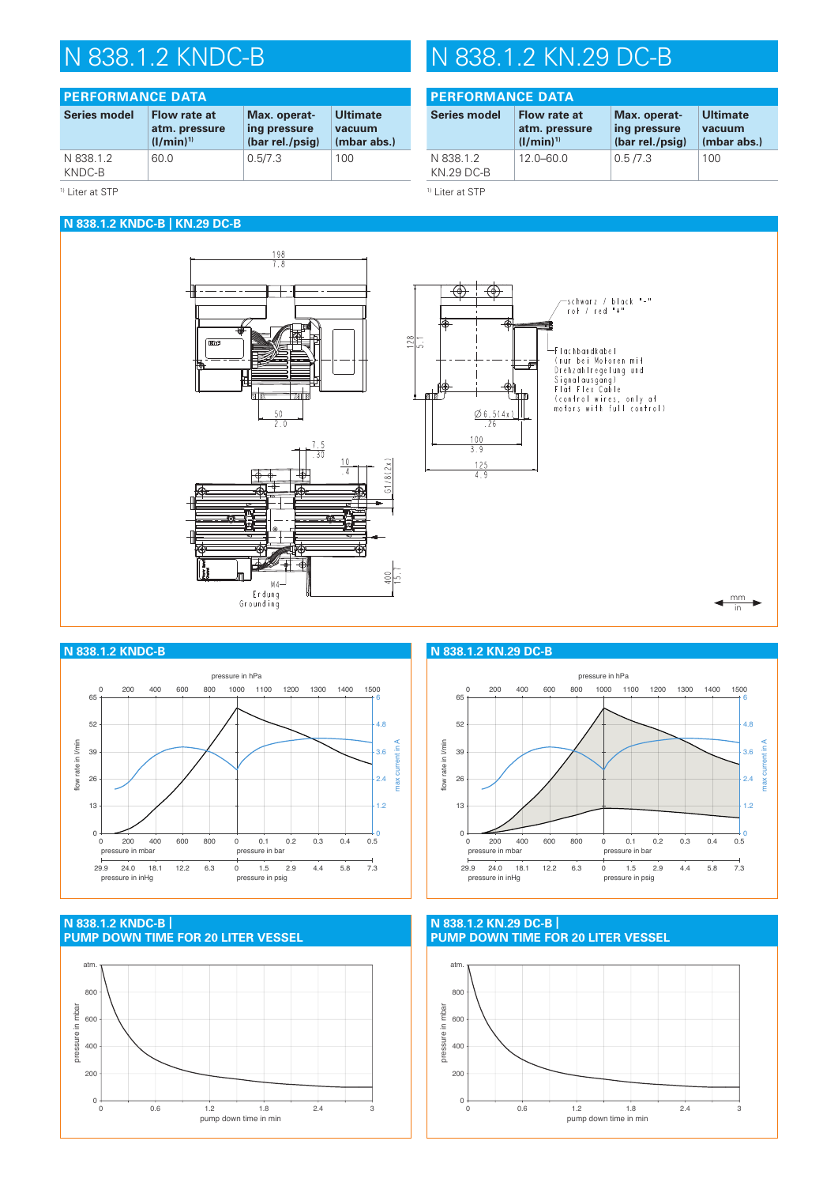# N 838.1.2 KNDC-B

## PERFORMANCE DATA

| Series model | Flow rate at atm. pressure (l/min)[1] | Max. operating pressure (bar rel./psig) | Ultimate vacuum (mbar abs.) |
|---|---|---|---|
| N 838.1.2 KNDC-B | 60.0 | 0.5/7.3 | 100 |

[1] Liter at STP

# N 838.1.2 KN.29 DC-B

## PERFORMANCE DATA

| Series model | Flow rate at atm. pressure (l/min)[1] | Max. operating pressure (bar rel./psig) | Ultimate vacuum (mbar abs.) |
|---|---|---|---|
| N 838.1.2 KN.29 DC-B | 12.0–60.0 | 0.5 /7.3 | 100 |

[1] Liter at STP

## N 838.1.2 KNDC-B | KN.29 DC-B

198 / 7.8
50 / 2.0
7.5 / .30
10 / .4
G1/8 (2x)
400 / 15.7
M4 — Erdung / Grounding
128 / 5.1
Ø6.5 (4x) / .26
100 / 3.9
125 / 4.9

schwarz / black "-"
rot / red "+"

Flachbandkabel (nur bei Motoren mit Drehzahlregelung und Signalausgang)
Flat Flex Cable (control wires, only at motors with full control)

mm / in

## N 838.1.2 KNDC-B

## N 838.1.2 KN.29 DC-B

## N 838.1.2 KNDC-B | PUMP DOWN TIME FOR 20 LITER VESSEL

## N 838.1.2 KN.29 DC-B | PUMP DOWN TIME FOR 20 LITER VESSEL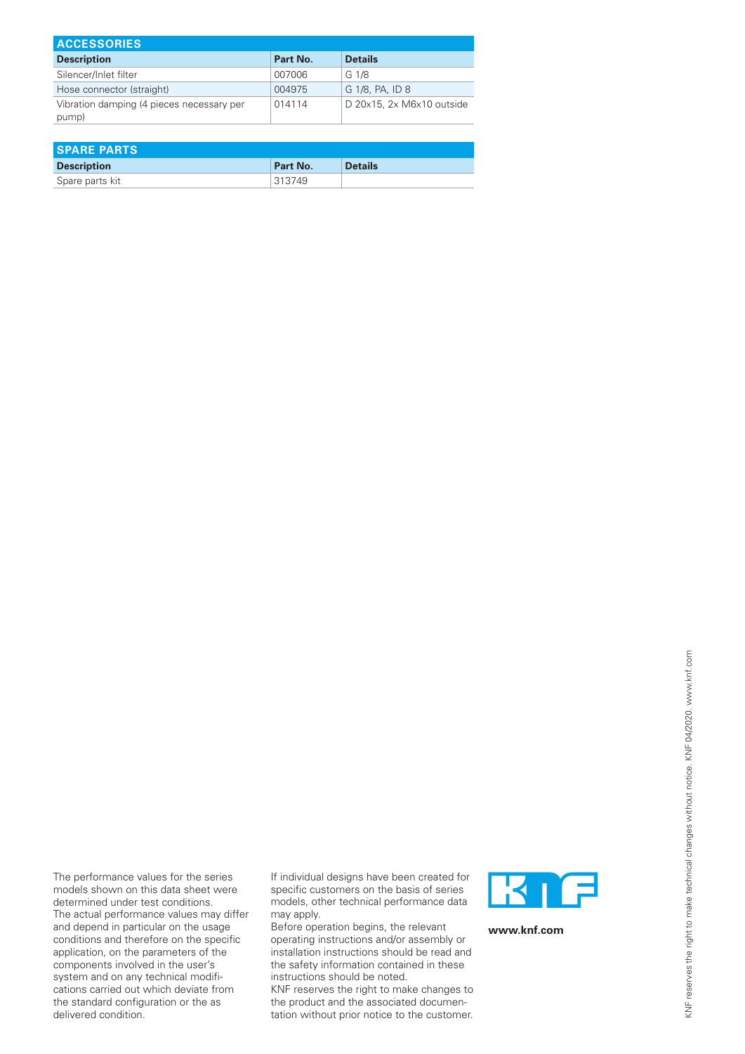## ACCESSORIES

| Description | Part No. | Details |
|---|---|---|
| Silencer/Inlet filter | 007006 | G 1/8 |
| Hose connector (straight) | 004975 | G 1/8, PA, ID 8 |
| Vibration damping (4 pieces necessary per pump) | 014114 | D 20x15, 2x M6x10 outside |

## SPARE PARTS

| Description | Part No. | Details |
|---|---|---|
| Spare parts kit | 313749 | |

The performance values for the series models shown on this data sheet were determined under test conditions. The actual performance values may differ and depend in particular on the usage conditions and therefore on the specific application, on the parameters of the components involved in the user's system and on any technical modifications carried out which deviate from the standard configuration or the as delivered condition.

If individual designs have been created for specific customers on the basis of series models, other technical performance data may apply.
Before operation begins, the relevant operating instructions and/or assembly or installation instructions should be read and the safety information contained in these instructions should be noted.
KNF reserves the right to make changes to the product and the associated documentation without prior notice to the customer.

**www.knf.com**

KNF reserves the right to make technical changes without notice. KNF 04/2020. www.knf.com